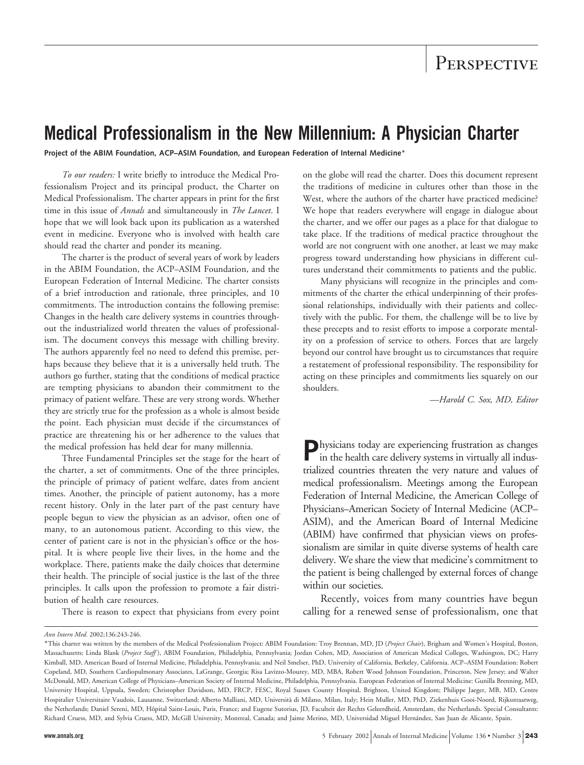# Perspective

# Medical Professionalism in the New Millennium: A Physician Charter

**Project of the ABIM Foundation, ACP–ASIM Foundation, and European Federation of Internal Medicine***

*To our readers:* I write briefly to introduce the Medical Professionalism Project and its principal product, the Charter on Medical Professionalism. The charter appears in print for the first time in this issue of *Annals* and simultaneously in *The Lancet*. I hope that we will look back upon its publication as a watershed event in medicine. Everyone who is involved with health care should read the charter and ponder its meaning.

The charter is the product of several years of work by leaders in the ABIM Foundation, the ACP–ASIM Foundation, and the European Federation of Internal Medicine. The charter consists of a brief introduction and rationale, three principles, and 10 commitments. The introduction contains the following premise: Changes in the health care delivery systems in countries throughout the industrialized world threaten the values of professionalism. The document conveys this message with chilling brevity. The authors apparently feel no need to defend this premise, perhaps because they believe that it is a universally held truth. The authors go further, stating that the conditions of medical practice are tempting physicians to abandon their commitment to the primacy of patient welfare. These are very strong words. Whether they are strictly true for the profession as a whole is almost beside the point. Each physician must decide if the circumstances of practice are threatening his or her adherence to the values that the medical profession has held dear for many millennia.

Three Fundamental Principles set the stage for the heart of the charter, a set of commitments. One of the three principles, the principle of primacy of patient welfare, dates from ancient times. Another, the principle of patient autonomy, has a more recent history. Only in the later part of the past century have people begun to view the physician as an advisor, often one of many, to an autonomous patient. According to this view, the center of patient care is not in the physician's office or the hospital. It is where people live their lives, in the home and the workplace. There, patients make the daily choices that determine their health. The principle of social justice is the last of the three principles. It calls upon the profession to promote a fair distribution of health care resources.

There is reason to expect that physicians from every point on the globe will read the charter. Does this document represent the traditions of medicine in cultures other than those in the West, where the authors of the charter have practiced medicine? We hope that readers everywhere will engage in dialogue about the charter, and we offer our pages as a place for that dialogue to take place. If the traditions of medical practice throughout the world are not congruent with one another, at least we may make progress toward understanding how physicians in different cultures understand their commitments to patients and the public.

Many physicians will recognize in the principles and commitments of the charter the ethical underpinning of their professional relationships, individually with their patients and collectively with the public. For them, the challenge will be to live by these precepts and to resist efforts to impose a corporate mentality on a profession of service to others. Forces that are largely beyond our control have brought us to circumstances that require a restatement of professional responsibility. The responsibility for acting on these principles and commitments lies squarely on our shoulders.

*—Harold C. Sox, MD, Editor*

Physicians today are experiencing frustration as changes in the health care delivery systems in virtually all industrialized countries threaten the very nature and values of medical professionalism. Meetings among the European Federation of Internal Medicine, the American College of Physicians–American Society of Internal Medicine (ACP–ASIM), and the American Board of Internal Medicine (ABIM) have confirmed that physician views on professionalism are similar in quite diverse systems of health care delivery. We share the view that medicine's commitment to the patient is being challenged by external forces of change within our societies.

Recently, voices from many countries have begun calling for a renewed sense of professionalism, one that

---

*Ann Intern Med.* 2002;136:243-246.

*This charter was written by the members of the Medical Professionalism Project: ABIM Foundation: Troy Brennan, MD, JD (*Project Chair*), Brigham and Women's Hospital, Boston, Massachusetts; Linda Blank (*Project Staff*), ABIM Foundation, Philadelphia, Pennsylvania; Jordan Cohen, MD, Association of American Medical Colleges, Washington, DC; Harry Kimball, MD, American Board of Internal Medicine, Philadelphia, Pennsylvania; and Neil Smelser, PhD, University of California, Berkeley, California. ACP–ASIM Foundation: Robert Copeland, MD, Southern Cardiopulmonary Associates, LaGrange, Georgia; Risa Lavizzo-Mourey, MD, MBA, Robert Wood Johnson Foundation, Princeton, New Jersey; and Walter McDonald, MD, American College of Physicians–American Society of Internal Medicine, Philadelphia, Pennsylvania. European Federation of Internal Medicine: Gunilla Brenning, MD, University Hospital, Uppsala, Sweden; Christopher Davidson, MD, FRCP, FESC, Royal Sussex County Hospital, Brighton, United Kingdom; Philippe Jaeger, MB, MD, Centre Hospitalier Universitaire Vaudois, Lausanne, Switzerland; Alberto Malliani, MD, Università di Milano, Milan, Italy; Hein Muller, MD, PhD, Ziekenhuis Gooi-Noord, Rijksstraatweg, the Netherlands; Daniel Sereni, MD, Hôpital Saint-Louis, Paris, France; and Eugene Sutorius, JD, Faculteit der Rechts Geleerdheid, Amsterdam, the Netherlands. Special Consultants: Richard Cruess, MD, and Sylvia Cruess, MD, McGill University, Montreal, Canada; and Jaime Merino, MD, Universidad Miguel Hernández, San Juan de Alicante, Spain.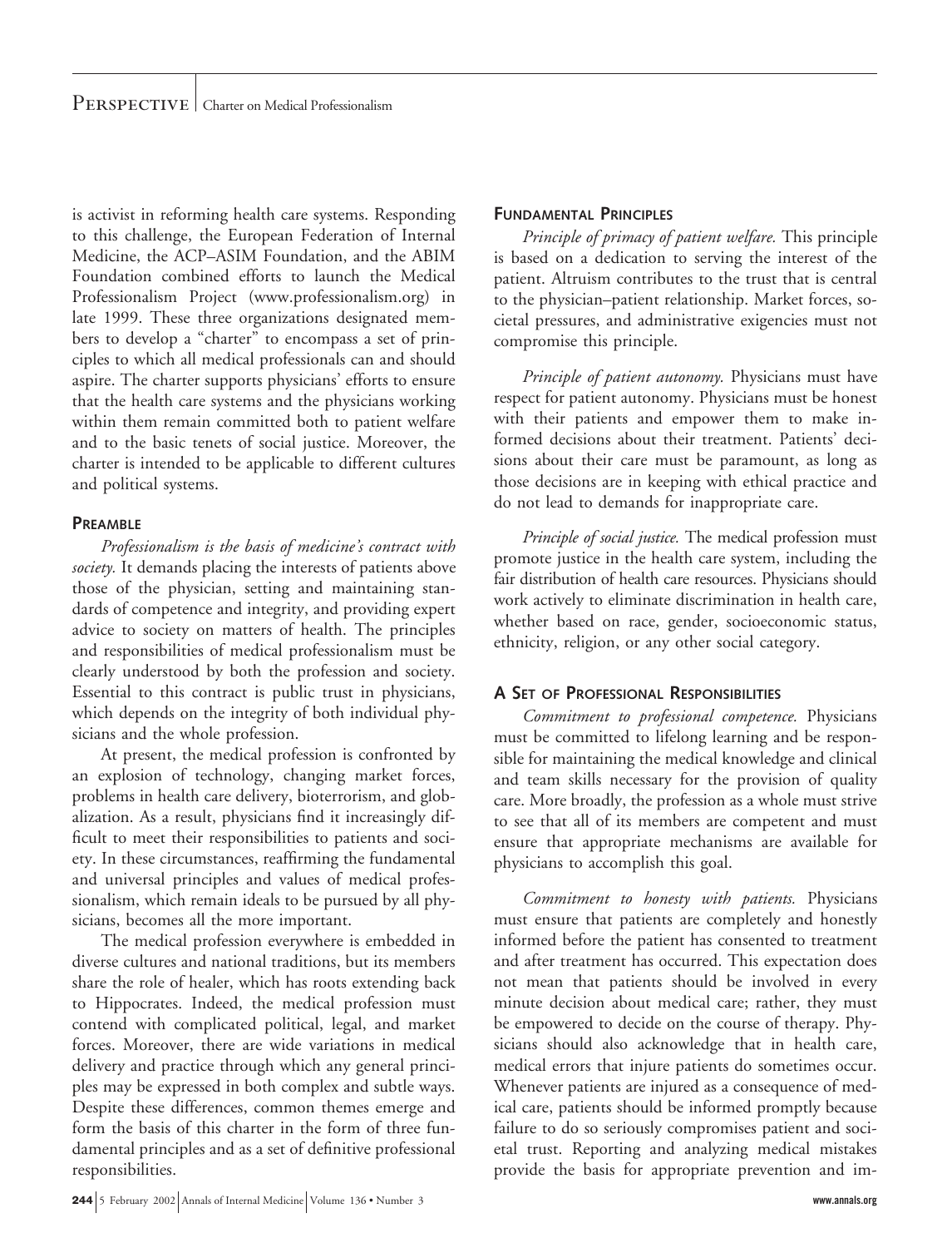is activist in reforming health care systems. Responding to this challenge, the European Federation of Internal Medicine, the ACP–ASIM Foundation, and the ABIM Foundation combined efforts to launch the Medical Professionalism Project (www.professionalism.org) in late 1999. These three organizations designated members to develop a "charter" to encompass a set of principles to which all medical professionals can and should aspire. The charter supports physicians' efforts to ensure that the health care systems and the physicians working within them remain committed both to patient welfare and to the basic tenets of social justice. Moreover, the charter is intended to be applicable to different cultures and political systems.

## Preamble

*Professionalism is the basis of medicine's contract with society.* It demands placing the interests of patients above those of the physician, setting and maintaining standards of competence and integrity, and providing expert advice to society on matters of health. The principles and responsibilities of medical professionalism must be clearly understood by both the profession and society. Essential to this contract is public trust in physicians, which depends on the integrity of both individual physicians and the whole profession.

At present, the medical profession is confronted by an explosion of technology, changing market forces, problems in health care delivery, bioterrorism, and globalization. As a result, physicians find it increasingly difficult to meet their responsibilities to patients and society. In these circumstances, reaffirming the fundamental and universal principles and values of medical professionalism, which remain ideals to be pursued by all physicians, becomes all the more important.

The medical profession everywhere is embedded in diverse cultures and national traditions, but its members share the role of healer, which has roots extending back to Hippocrates. Indeed, the medical profession must contend with complicated political, legal, and market forces. Moreover, there are wide variations in medical delivery and practice through which any general principles may be expressed in both complex and subtle ways. Despite these differences, common themes emerge and form the basis of this charter in the form of three fundamental principles and as a set of definitive professional responsibilities.

## Fundamental Principles

*Principle of primacy of patient welfare.* This principle is based on a dedication to serving the interest of the patient. Altruism contributes to the trust that is central to the physician–patient relationship. Market forces, societal pressures, and administrative exigencies must not compromise this principle.

*Principle of patient autonomy.* Physicians must have respect for patient autonomy. Physicians must be honest with their patients and empower them to make informed decisions about their treatment. Patients' decisions about their care must be paramount, as long as those decisions are in keeping with ethical practice and do not lead to demands for inappropriate care.

*Principle of social justice.* The medical profession must promote justice in the health care system, including the fair distribution of health care resources. Physicians should work actively to eliminate discrimination in health care, whether based on race, gender, socioeconomic status, ethnicity, religion, or any other social category.

## A Set of Professional Responsibilities

*Commitment to professional competence.* Physicians must be committed to lifelong learning and be responsible for maintaining the medical knowledge and clinical and team skills necessary for the provision of quality care. More broadly, the profession as a whole must strive to see that all of its members are competent and must ensure that appropriate mechanisms are available for physicians to accomplish this goal.

*Commitment to honesty with patients.* Physicians must ensure that patients are completely and honestly informed before the patient has consented to treatment and after treatment has occurred. This expectation does not mean that patients should be involved in every minute decision about medical care; rather, they must be empowered to decide on the course of therapy. Physicians should also acknowledge that in health care, medical errors that injure patients do sometimes occur. Whenever patients are injured as a consequence of medical care, patients should be informed promptly because failure to do so seriously compromises patient and societal trust. Reporting and analyzing medical mistakes provide the basis for appropriate prevention and im-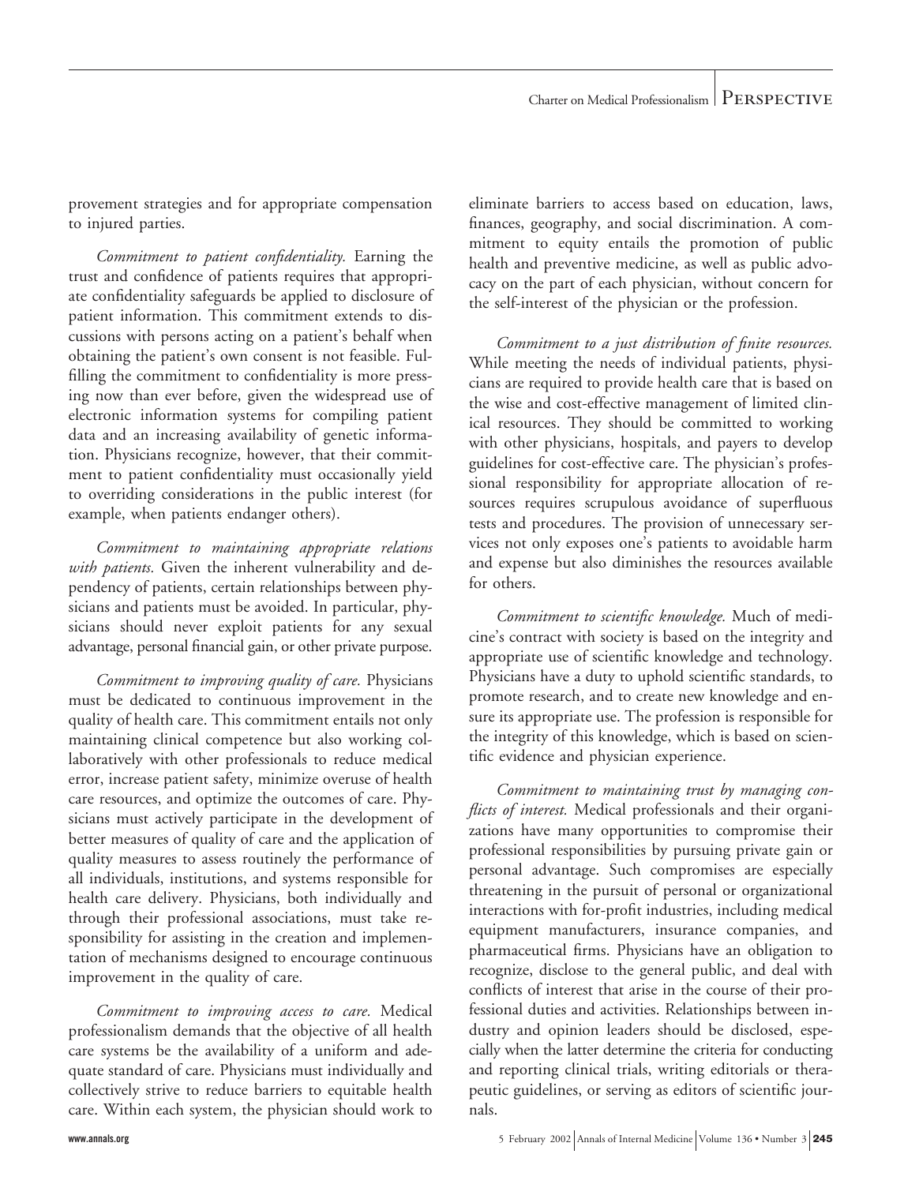provement strategies and for appropriate compensation to injured parties.

*Commitment to patient confidentiality.* Earning the trust and confidence of patients requires that appropriate confidentiality safeguards be applied to disclosure of patient information. This commitment extends to discussions with persons acting on a patient's behalf when obtaining the patient's own consent is not feasible. Fulfilling the commitment to confidentiality is more pressing now than ever before, given the widespread use of electronic information systems for compiling patient data and an increasing availability of genetic information. Physicians recognize, however, that their commitment to patient confidentiality must occasionally yield to overriding considerations in the public interest (for example, when patients endanger others).

*Commitment to maintaining appropriate relations with patients.* Given the inherent vulnerability and dependency of patients, certain relationships between physicians and patients must be avoided. In particular, physicians should never exploit patients for any sexual advantage, personal financial gain, or other private purpose.

*Commitment to improving quality of care.* Physicians must be dedicated to continuous improvement in the quality of health care. This commitment entails not only maintaining clinical competence but also working collaboratively with other professionals to reduce medical error, increase patient safety, minimize overuse of health care resources, and optimize the outcomes of care. Physicians must actively participate in the development of better measures of quality of care and the application of quality measures to assess routinely the performance of all individuals, institutions, and systems responsible for health care delivery. Physicians, both individually and through their professional associations, must take responsibility for assisting in the creation and implementation of mechanisms designed to encourage continuous improvement in the quality of care.

*Commitment to improving access to care.* Medical professionalism demands that the objective of all health care systems be the availability of a uniform and adequate standard of care. Physicians must individually and collectively strive to reduce barriers to equitable health care. Within each system, the physician should work to eliminate barriers to access based on education, laws, finances, geography, and social discrimination. A commitment to equity entails the promotion of public health and preventive medicine, as well as public advocacy on the part of each physician, without concern for the self-interest of the physician or the profession.

*Commitment to a just distribution of finite resources.* While meeting the needs of individual patients, physicians are required to provide health care that is based on the wise and cost-effective management of limited clinical resources. They should be committed to working with other physicians, hospitals, and payers to develop guidelines for cost-effective care. The physician's professional responsibility for appropriate allocation of resources requires scrupulous avoidance of superfluous tests and procedures. The provision of unnecessary services not only exposes one's patients to avoidable harm and expense but also diminishes the resources available for others.

*Commitment to scientific knowledge.* Much of medicine's contract with society is based on the integrity and appropriate use of scientific knowledge and technology. Physicians have a duty to uphold scientific standards, to promote research, and to create new knowledge and ensure its appropriate use. The profession is responsible for the integrity of this knowledge, which is based on scientific evidence and physician experience.

*Commitment to maintaining trust by managing conflicts of interest.* Medical professionals and their organizations have many opportunities to compromise their professional responsibilities by pursuing private gain or personal advantage. Such compromises are especially threatening in the pursuit of personal or organizational interactions with for-profit industries, including medical equipment manufacturers, insurance companies, and pharmaceutical firms. Physicians have an obligation to recognize, disclose to the general public, and deal with conflicts of interest that arise in the course of their professional duties and activities. Relationships between industry and opinion leaders should be disclosed, especially when the latter determine the criteria for conducting and reporting clinical trials, writing editorials or therapeutic guidelines, or serving as editors of scientific journals.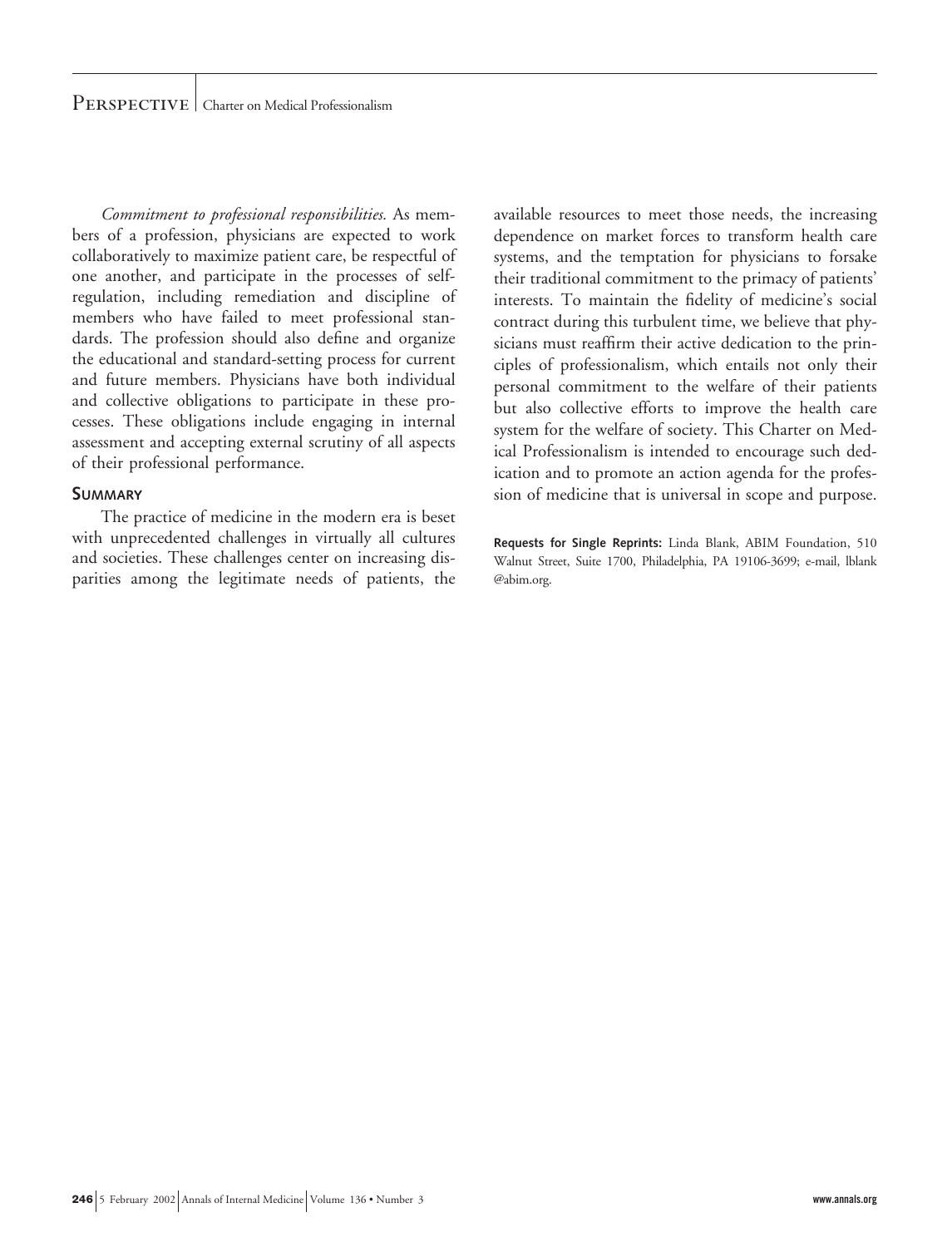*Commitment to professional responsibilities.* As members of a profession, physicians are expected to work collaboratively to maximize patient care, be respectful of one another, and participate in the processes of self-regulation, including remediation and discipline of members who have failed to meet professional standards. The profession should also define and organize the educational and standard-setting process for current and future members. Physicians have both individual and collective obligations to participate in these processes. These obligations include engaging in internal assessment and accepting external scrutiny of all aspects of their professional performance.

## SUMMARY

The practice of medicine in the modern era is beset with unprecedented challenges in virtually all cultures and societies. These challenges center on increasing disparities among the legitimate needs of patients, the available resources to meet those needs, the increasing dependence on market forces to transform health care systems, and the temptation for physicians to forsake their traditional commitment to the primacy of patients' interests. To maintain the fidelity of medicine's social contract during this turbulent time, we believe that physicians must reaffirm their active dedication to the principles of professionalism, which entails not only their personal commitment to the welfare of their patients but also collective efforts to improve the health care system for the welfare of society. This Charter on Medical Professionalism is intended to encourage such dedication and to promote an action agenda for the profession of medicine that is universal in scope and purpose.

**Requests for Single Reprints:** Linda Blank, ABIM Foundation, 510 Walnut Street, Suite 1700, Philadelphia, PA 19106-3699; e-mail, lblank@abim.org.